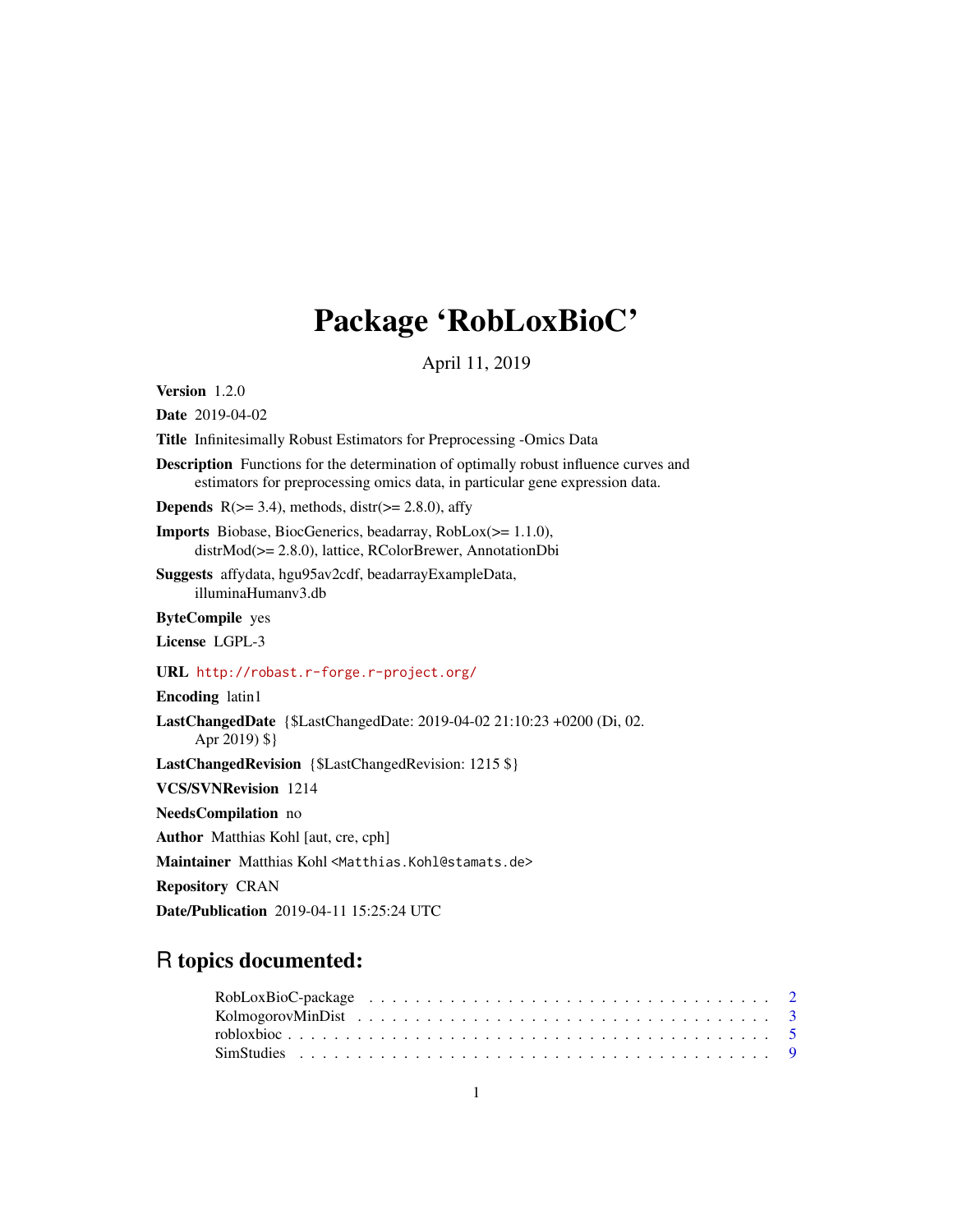# Package 'RobLoxBioC'

April 11, 2019

**Version** 1.2.0

**Date** 2019-04-02

**Title** Infinitesimally Robust Estimators for Preprocessing -Omics Data

**Description** Functions for the determination of optimally robust influence curves and estimators for preprocessing omics data, in particular gene expression data.

**Depends** R(>= 3.4), methods, distr(>= 2.8.0), affy

**Imports** Biobase, BiocGenerics, beadarray, RobLox(>= 1.1.0), distrMod(>= 2.8.0), lattice, RColorBrewer, AnnotationDbi

**Suggests** affydata, hgu95av2cdf, beadarrayExampleData, illuminaHumanv3.db

**ByteCompile** yes

**License** LGPL-3

**URL** http://robast.r-forge.r-project.org/

**Encoding** latin1

**LastChangedDate** {$LastChangedDate: 2019-04-02 21:10:23 +0200 (Di, 02. Apr 2019) $}

**LastChangedRevision** {$LastChangedRevision: 1215 $}

**VCS/SVNRevision** 1214

**NeedsCompilation** no

**Author** Matthias Kohl [aut, cre, cph]

**Maintainer** Matthias Kohl <Matthias.Kohl@stamats.de>

**Repository** CRAN

**Date/Publication** 2019-04-11 15:25:24 UTC

## R topics documented:

RobLoxBioC-package . . . . . . . . . . . . . . . . . . . . . . . . . . . . . . . . 2
KolmogorovMinDist . . . . . . . . . . . . . . . . . . . . . . . . . . . . . . . . 3
robloxbioc . . . . . . . . . . . . . . . . . . . . . . . . . . . . . . . . . . . . . 5
SimStudies . . . . . . . . . . . . . . . . . . . . . . . . . . . . . . . . . . . . . 9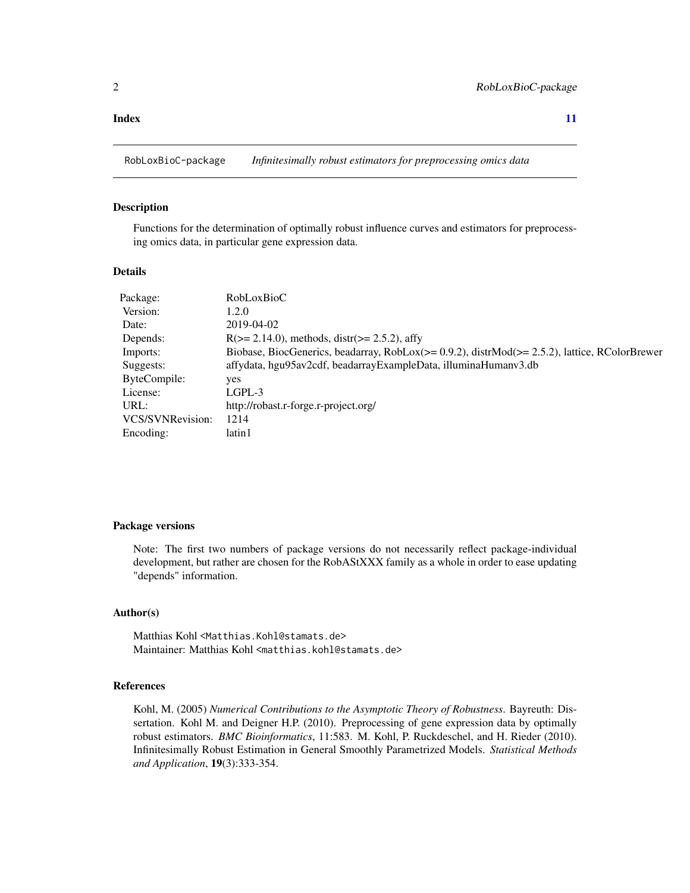**Index** **11**

---

RobLoxBioC-package *Infinitesimally robust estimators for preprocessing omics data*

---

## Description

Functions for the determination of optimally robust influence curves and estimators for preprocessing omics data, in particular gene expression data.

## Details

| | |
|---|---|
| Package: | RobLoxBioC |
| Version: | 1.2.0 |
| Date: | 2019-04-02 |
| Depends: | R(>= 2.14.0), methods, distr(>= 2.5.2), affy |
| Imports: | Biobase, BiocGenerics, beadarray, RobLox(>= 0.9.2), distrMod(>= 2.5.2), lattice, RColorBrewer |
| Suggests: | affydata, hgu95av2cdf, beadarrayExampleData, illuminaHumanv3.db |
| ByteCompile: | yes |
| License: | LGPL-3 |
| URL: | http://robast.r-forge.r-project.org/ |
| VCS/SVNRevision: | 1214 |
| Encoding: | latin1 |

## Package versions

Note: The first two numbers of package versions do not necessarily reflect package-individual development, but rather are chosen for the RobAStXXX family as a whole in order to ease updating "depends" information.

## Author(s)

Matthias Kohl <Matthias.Kohl@stamats.de>
Maintainer: Matthias Kohl <matthias.kohl@stamats.de>

## References

Kohl, M. (2005) *Numerical Contributions to the Asymptotic Theory of Robustness*. Bayreuth: Dissertation. Kohl M. and Deigner H.P. (2010). Preprocessing of gene expression data by optimally robust estimators. *BMC Bioinformatics*, 11:583. M. Kohl, P. Ruckdeschel, and H. Rieder (2010). Infinitesimally Robust Estimation in General Smoothly Parametrized Models. *Statistical Methods and Application*, **19**(3):333-354.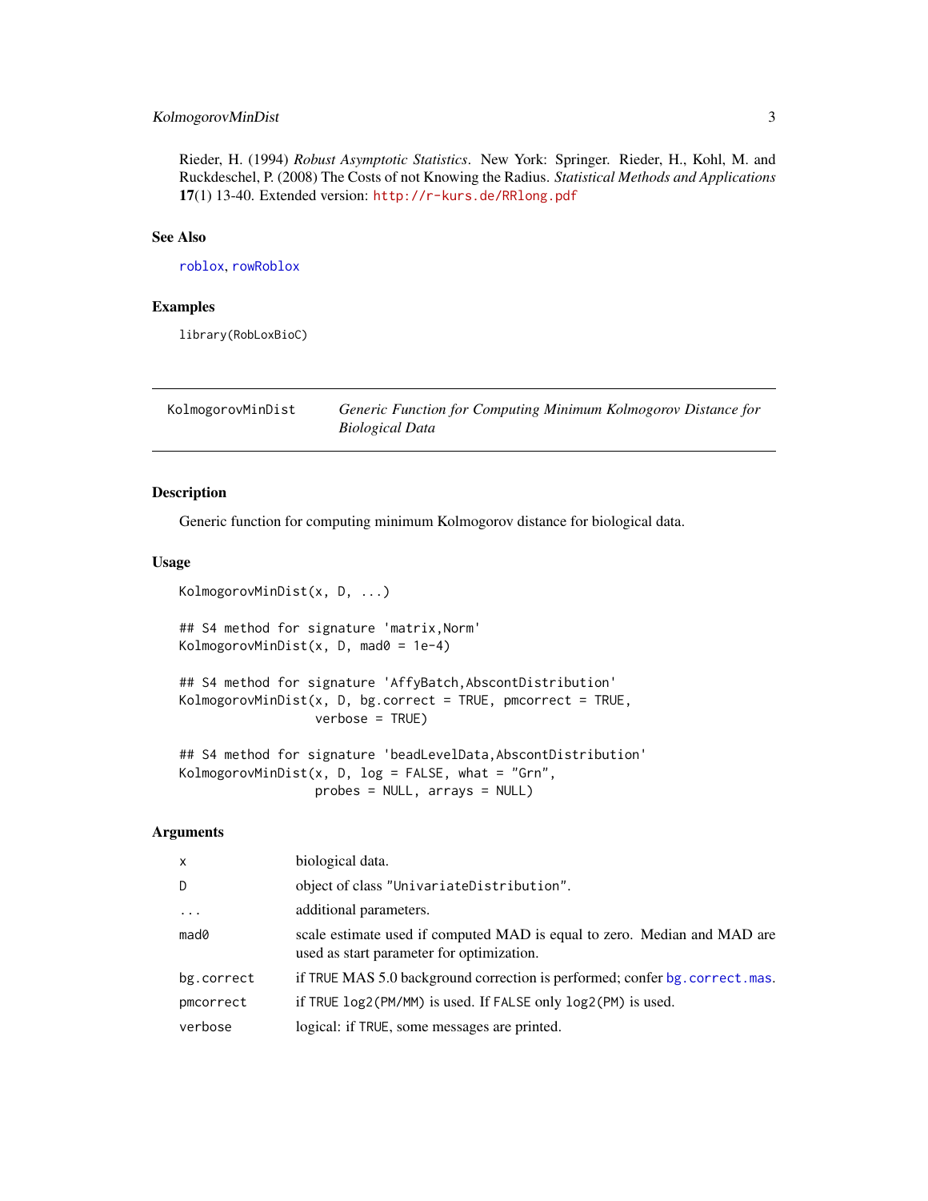Rieder, H. (1994) *Robust Asymptotic Statistics*. New York: Springer. Rieder, H., Kohl, M. and Ruckdeschel, P. (2008) The Costs of not Knowing the Radius. *Statistical Methods and Applications* **17**(1) 13-40. Extended version: http://r-kurs.de/RRlong.pdf

### See Also

roblox, rowRoblox

### Examples

```
library(RobLoxBioC)
```

---

## KolmogorovMinDist — *Generic Function for Computing Minimum Kolmogorov Distance for Biological Data*

---

### Description

Generic function for computing minimum Kolmogorov distance for biological data.

### Usage

```
KolmogorovMinDist(x, D, ...)

## S4 method for signature 'matrix,Norm'
KolmogorovMinDist(x, D, mad0 = 1e-4)

## S4 method for signature 'AffyBatch,AbscontDistribution'
KolmogorovMinDist(x, D, bg.correct = TRUE, pmcorrect = TRUE,
                  verbose = TRUE)

## S4 method for signature 'beadLevelData,AbscontDistribution'
KolmogorovMinDist(x, D, log = FALSE, what = "Grn",
                  probes = NULL, arrays = NULL)
```

### Arguments

| | |
|---|---|
| `x` | biological data. |
| `D` | object of class `"UnivariateDistribution"`. |
| `...` | additional parameters. |
| `mad0` | scale estimate used if computed MAD is equal to zero. Median and MAD are used as start parameter for optimization. |
| `bg.correct` | if `TRUE` MAS 5.0 background correction is performed; confer `bg.correct.mas`. |
| `pmcorrect` | if `TRUE` `log2(PM/MM)` is used. If `FALSE` only `log2(PM)` is used. |
| `verbose` | logical: if `TRUE`, some messages are printed. |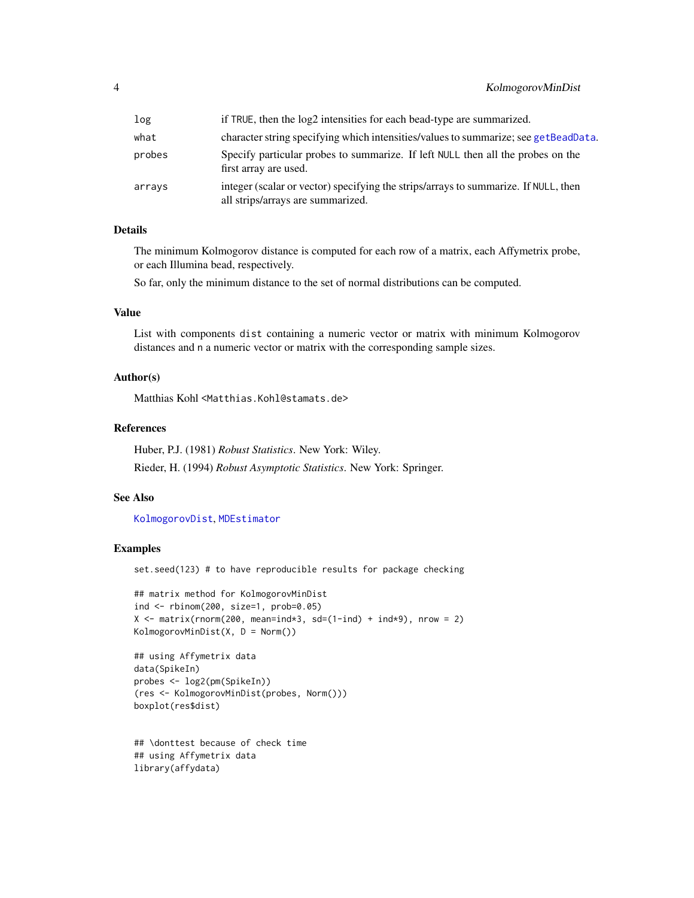| | |
|---|---|
| log | if TRUE, then the log2 intensities for each bead-type are summarized. |
| what | character string specifying which intensities/values to summarize; see getBeadData. |
| probes | Specify particular probes to summarize. If left NULL then all the probes on the first array are used. |
| arrays | integer (scalar or vector) specifying the strips/arrays to summarize. If NULL, then all strips/arrays are summarized. |

### Details

The minimum Kolmogorov distance is computed for each row of a matrix, each Affymetrix probe, or each Illumina bead, respectively.

So far, only the minimum distance to the set of normal distributions can be computed.

### Value

List with components `dist` containing a numeric vector or matrix with minimum Kolmogorov distances and `n` a numeric vector or matrix with the corresponding sample sizes.

### Author(s)

Matthias Kohl <Matthias.Kohl@stamats.de>

### References

Huber, P.J. (1981) *Robust Statistics*. New York: Wiley.

Rieder, H. (1994) *Robust Asymptotic Statistics*. New York: Springer.

### See Also

KolmogorovDist, MDEstimator

### Examples

```
set.seed(123) # to have reproducible results for package checking

## matrix method for KolmogorovMinDist
ind <- rbinom(200, size=1, prob=0.05)
X <- matrix(rnorm(200, mean=ind*3, sd=(1-ind) + ind*9), nrow = 2)
KolmogorovMinDist(X, D = Norm())

## using Affymetrix data
data(SpikeIn)
probes <- log2(pm(SpikeIn))
(res <- KolmogorovMinDist(probes, Norm()))
boxplot(res$dist)


## \donttest because of check time
## using Affymetrix data
library(affydata)
```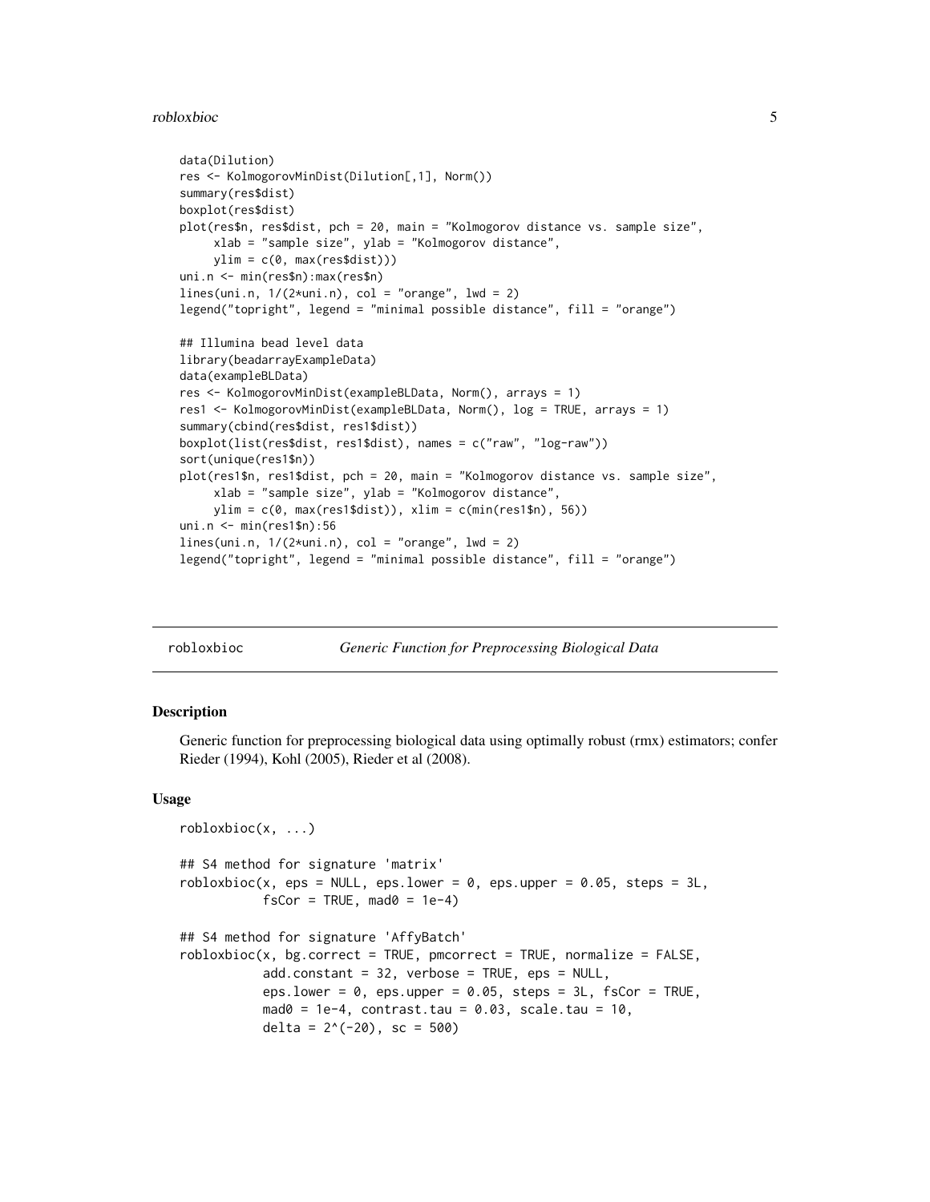```
data(Dilution)
res <- KolmogorovMinDist(Dilution[,1], Norm())
summary(res$dist)
boxplot(res$dist)
plot(res$n, res$dist, pch = 20, main = "Kolmogorov distance vs. sample size",
     xlab = "sample size", ylab = "Kolmogorov distance",
     ylim = c(0, max(res$dist)))
uni.n <- min(res$n):max(res$n)
lines(uni.n, 1/(2*uni.n), col = "orange", lwd = 2)
legend("topright", legend = "minimal possible distance", fill = "orange")

## Illumina bead level data
library(beadarrayExampleData)
data(exampleBLData)
res <- KolmogorovMinDist(exampleBLData, Norm(), arrays = 1)
res1 <- KolmogorovMinDist(exampleBLData, Norm(), log = TRUE, arrays = 1)
summary(cbind(res$dist, res1$dist))
boxplot(list(res$dist, res1$dist), names = c("raw", "log-raw"))
sort(unique(res1$n))
plot(res1$n, res1$dist, pch = 20, main = "Kolmogorov distance vs. sample size",
     xlab = "sample size", ylab = "Kolmogorov distance",
     ylim = c(0, max(res1$dist)), xlim = c(min(res1$n), 56))
uni.n <- min(res1$n):56
lines(uni.n, 1/(2*uni.n), col = "orange", lwd = 2)
legend("topright", legend = "minimal possible distance", fill = "orange")
```

---

## robloxbioc *Generic Function for Preprocessing Biological Data*

### Description

Generic function for preprocessing biological data using optimally robust (rmx) estimators; confer Rieder (1994), Kohl (2005), Rieder et al (2008).

### Usage

```
robloxbioc(x, ...)

## S4 method for signature 'matrix'
robloxbioc(x, eps = NULL, eps.lower = 0, eps.upper = 0.05, steps = 3L,
           fsCor = TRUE, mad0 = 1e-4)

## S4 method for signature 'AffyBatch'
robloxbioc(x, bg.correct = TRUE, pmcorrect = TRUE, normalize = FALSE,
           add.constant = 32, verbose = TRUE, eps = NULL,
           eps.lower = 0, eps.upper = 0.05, steps = 3L, fsCor = TRUE,
           mad0 = 1e-4, contrast.tau = 0.03, scale.tau = 10,
           delta = 2^(-20), sc = 500)
```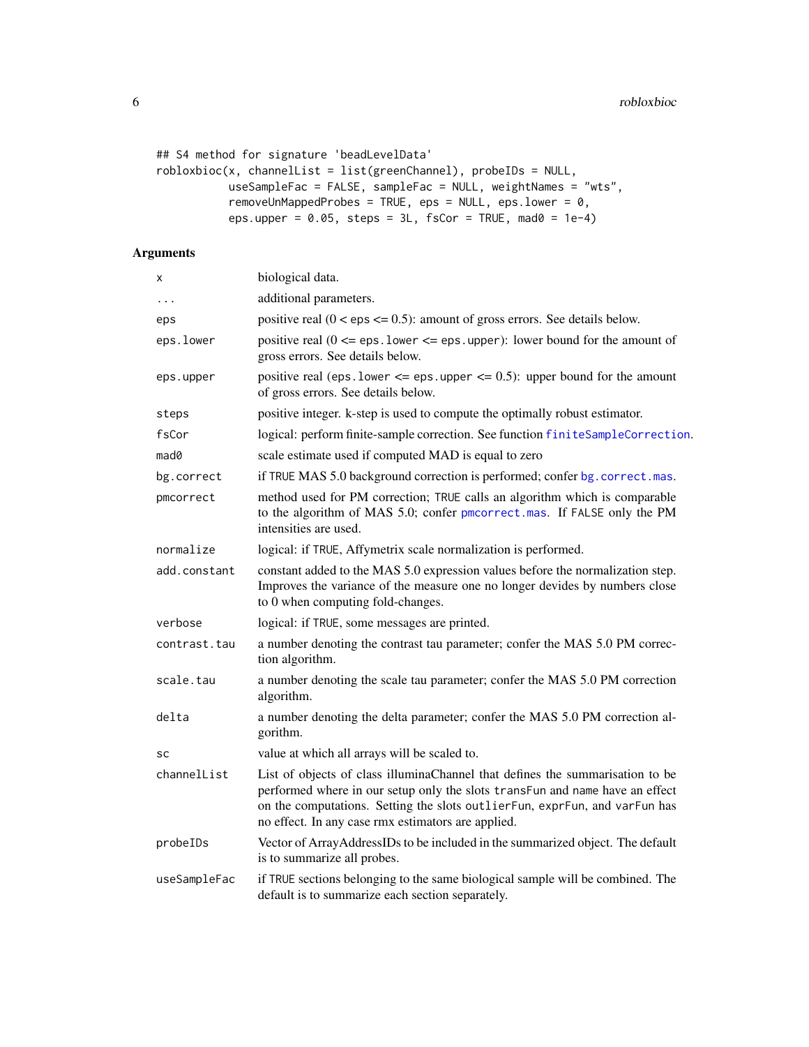```
## S4 method for signature 'beadLevelData'
robloxbioc(x, channelList = list(greenChannel), probeIDs = NULL,
           useSampleFac = FALSE, sampleFac = NULL, weightNames = "wts",
           removeUnMappedProbes = TRUE, eps = NULL, eps.lower = 0,
           eps.upper = 0.05, steps = 3L, fsCor = TRUE, mad0 = 1e-4)
```

## Arguments

| | |
|---|---|
| `x` | biological data. |
| `...` | additional parameters. |
| `eps` | positive real (0 < eps <= 0.5): amount of gross errors. See details below. |
| `eps.lower` | positive real (0 <= `eps.lower` <= `eps.upper`): lower bound for the amount of gross errors. See details below. |
| `eps.upper` | positive real (`eps.lower` <= `eps.upper` <= 0.5): upper bound for the amount of gross errors. See details below. |
| `steps` | positive integer. k-step is used to compute the optimally robust estimator. |
| `fsCor` | logical: perform finite-sample correction. See function `finiteSampleCorrection`. |
| `mad0` | scale estimate used if computed MAD is equal to zero |
| `bg.correct` | if `TRUE` MAS 5.0 background correction is performed; confer `bg.correct.mas`. |
| `pmcorrect` | method used for PM correction; `TRUE` calls an algorithm which is comparable to the algorithm of MAS 5.0; confer `pmcorrect.mas`. If `FALSE` only the PM intensities are used. |
| `normalize` | logical: if `TRUE`, Affymetrix scale normalization is performed. |
| `add.constant` | constant added to the MAS 5.0 expression values before the normalization step. Improves the variance of the measure one no longer devides by numbers close to 0 when computing fold-changes. |
| `verbose` | logical: if `TRUE`, some messages are printed. |
| `contrast.tau` | a number denoting the contrast tau parameter; confer the MAS 5.0 PM correction algorithm. |
| `scale.tau` | a number denoting the scale tau parameter; confer the MAS 5.0 PM correction algorithm. |
| `delta` | a number denoting the delta parameter; confer the MAS 5.0 PM correction algorithm. |
| `sc` | value at which all arrays will be scaled to. |
| `channelList` | List of objects of class illuminaChannel that defines the summarisation to be performed where in our setup only the slots `transFun` and `name` have an effect on the computations. Setting the slots `outlierFun`, `exprFun`, and `varFun` has no effect. In any case rmx estimators are applied. |
| `probeIDs` | Vector of ArrayAddressIDs to be included in the summarized object. The default is to summarize all probes. |
| `useSampleFac` | if `TRUE` sections belonging to the same biological sample will be combined. The default is to summarize each section separately. |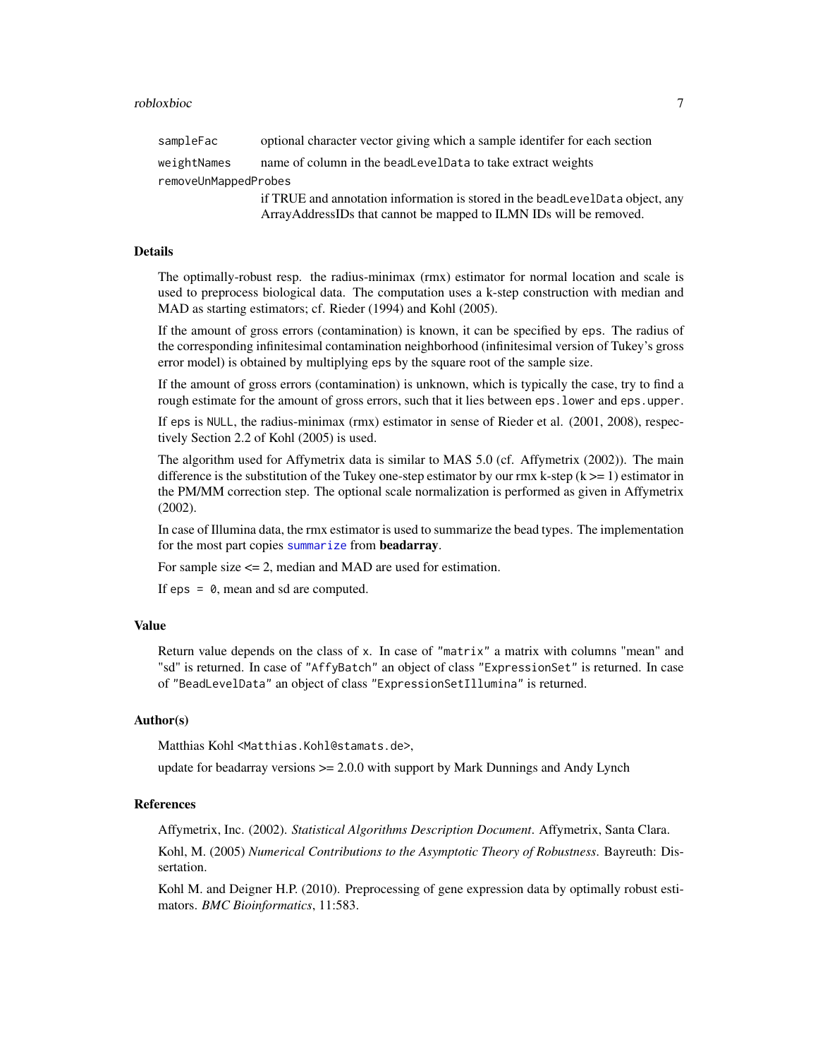| | |
|---|---|
| `sampleFac` | optional character vector giving which a sample identifer for each section |
| `weightNames` | name of column in the `beadLevelData` to take extract weights |
| `removeUnMappedProbes` | if TRUE and annotation information is stored in the `beadLevelData` object, any ArrayAddressIDs that cannot be mapped to ILMN IDs will be removed. |

## Details

The optimally-robust resp. the radius-minimax (rmx) estimator for normal location and scale is used to preprocess biological data. The computation uses a k-step construction with median and MAD as starting estimators; cf. Rieder (1994) and Kohl (2005).

If the amount of gross errors (contamination) is known, it can be specified by `eps`. The radius of the corresponding infinitesimal contamination neighborhood (infinitesimal version of Tukey's gross error model) is obtained by multiplying `eps` by the square root of the sample size.

If the amount of gross errors (contamination) is unknown, which is typically the case, try to find a rough estimate for the amount of gross errors, such that it lies between `eps.lower` and `eps.upper`.

If `eps` is `NULL`, the radius-minimax (rmx) estimator in sense of Rieder et al. (2001, 2008), respectively Section 2.2 of Kohl (2005) is used.

The algorithm used for Affymetrix data is similar to MAS 5.0 (cf. Affymetrix (2002)). The main difference is the substitution of the Tukey one-step estimator by our rmx k-step (k >= 1) estimator in the PM/MM correction step. The optional scale normalization is performed as given in Affymetrix (2002).

In case of Illumina data, the rmx estimator is used to summarize the bead types. The implementation for the most part copies `summarize` from **beadarray**.

For sample size <= 2, median and MAD are used for estimation.

If `eps = 0`, mean and sd are computed.

## Value

Return value depends on the class of `x`. In case of `"matrix"` a matrix with columns "mean" and "sd" is returned. In case of `"AffyBatch"` an object of class `"ExpressionSet"` is returned. In case of `"BeadLevelData"` an object of class `"ExpressionSetIllumina"` is returned.

## Author(s)

Matthias Kohl <`Matthias.Kohl@stamats.de`>,

update for beadarray versions >= 2.0.0 with support by Mark Dunnings and Andy Lynch

## References

Affymetrix, Inc. (2002). *Statistical Algorithms Description Document*. Affymetrix, Santa Clara.

Kohl, M. (2005) *Numerical Contributions to the Asymptotic Theory of Robustness*. Bayreuth: Dissertation.

Kohl M. and Deigner H.P. (2010). Preprocessing of gene expression data by optimally robust estimators. *BMC Bioinformatics*, 11:583.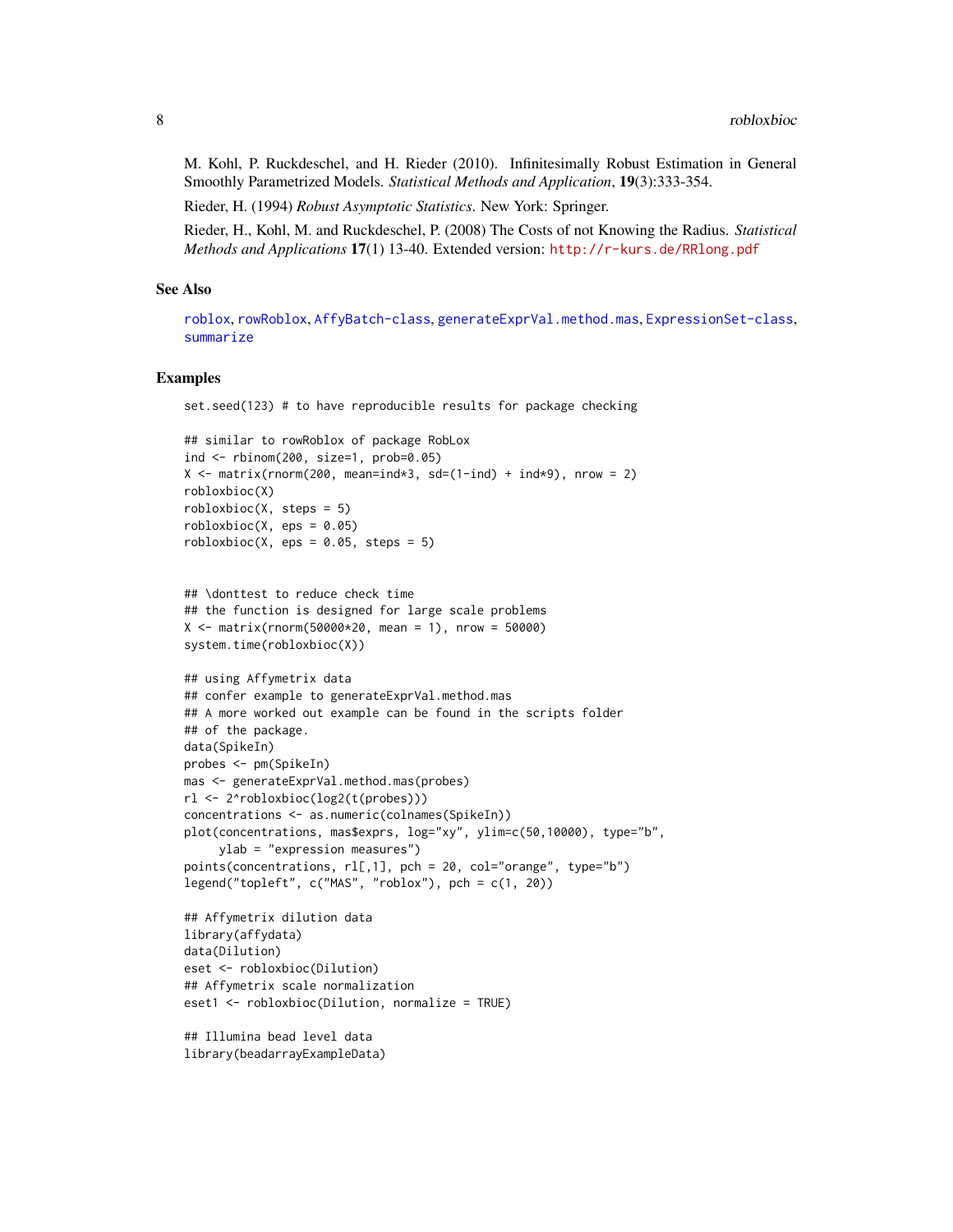M. Kohl, P. Ruckdeschel, and H. Rieder (2010). Infinitesimally Robust Estimation in General Smoothly Parametrized Models. *Statistical Methods and Application*, **19**(3):333-354.

Rieder, H. (1994) *Robust Asymptotic Statistics*. New York: Springer.

Rieder, H., Kohl, M. and Ruckdeschel, P. (2008) The Costs of not Knowing the Radius. *Statistical Methods and Applications* **17**(1) 13-40. Extended version: http://r-kurs.de/RRlong.pdf

## See Also

roblox, rowRoblox, AffyBatch-class, generateExprVal.method.mas, ExpressionSet-class, summarize

## Examples

```
set.seed(123) # to have reproducible results for package checking

## similar to rowRoblox of package RobLox
ind <- rbinom(200, size=1, prob=0.05)
X <- matrix(rnorm(200, mean=ind*3, sd=(1-ind) + ind*9), nrow = 2)
robloxbioc(X)
robloxbioc(X, steps = 5)
robloxbioc(X, eps = 0.05)
robloxbioc(X, eps = 0.05, steps = 5)


## \donttest to reduce check time
## the function is designed for large scale problems
X <- matrix(rnorm(50000*20, mean = 1), nrow = 50000)
system.time(robloxbioc(X))

## using Affymetrix data
## confer example to generateExprVal.method.mas
## A more worked out example can be found in the scripts folder
## of the package.
data(SpikeIn)
probes <- pm(SpikeIn)
mas <- generateExprVal.method.mas(probes)
rl <- 2^robloxbioc(log2(t(probes)))
concentrations <- as.numeric(colnames(SpikeIn))
plot(concentrations, mas$exprs, log="xy", ylim=c(50,10000), type="b",
     ylab = "expression measures")
points(concentrations, rl[,1], pch = 20, col="orange", type="b")
legend("topleft", c("MAS", "roblox"), pch = c(1, 20))

## Affymetrix dilution data
library(affydata)
data(Dilution)
eset <- robloxbioc(Dilution)
## Affymetrix scale normalization
eset1 <- robloxbioc(Dilution, normalize = TRUE)

## Illumina bead level data
library(beadarrayExampleData)
```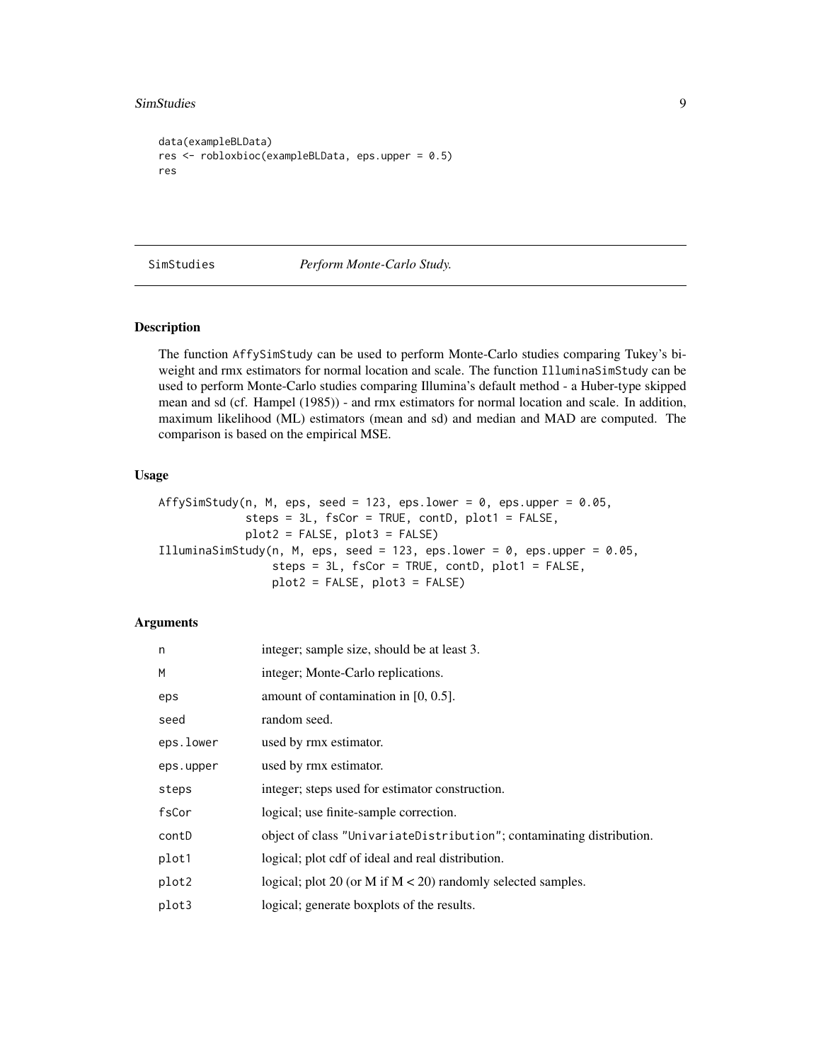```
data(exampleBLData)
res <- robloxbioc(exampleBLData, eps.upper = 0.5)
res
```

---

## SimStudies *Perform Monte-Carlo Study.*

---

### Description

The function AffySimStudy can be used to perform Monte-Carlo studies comparing Tukey's biweight and rmx estimators for normal location and scale. The function IlluminaSimStudy can be used to perform Monte-Carlo studies comparing Illumina's default method - a Huber-type skipped mean and sd (cf. Hampel (1985)) - and rmx estimators for normal location and scale. In addition, maximum likelihood (ML) estimators (mean and sd) and median and MAD are computed. The comparison is based on the empirical MSE.

### Usage

```
AffySimStudy(n, M, eps, seed = 123, eps.lower = 0, eps.upper = 0.05,
             steps = 3L, fsCor = TRUE, contD, plot1 = FALSE,
             plot2 = FALSE, plot3 = FALSE)
IlluminaSimStudy(n, M, eps, seed = 123, eps.lower = 0, eps.upper = 0.05,
                 steps = 3L, fsCor = TRUE, contD, plot1 = FALSE,
                 plot2 = FALSE, plot3 = FALSE)
```

### Arguments

| | |
|---|---|
| n | integer; sample size, should be at least 3. |
| M | integer; Monte-Carlo replications. |
| eps | amount of contamination in [0, 0.5]. |
| seed | random seed. |
| eps.lower | used by rmx estimator. |
| eps.upper | used by rmx estimator. |
| steps | integer; steps used for estimator construction. |
| fsCor | logical; use finite-sample correction. |
| contD | object of class "UnivariateDistribution"; contaminating distribution. |
| plot1 | logical; plot cdf of ideal and real distribution. |
| plot2 | logical; plot 20 (or M if M < 20) randomly selected samples. |
| plot3 | logical; generate boxplots of the results. |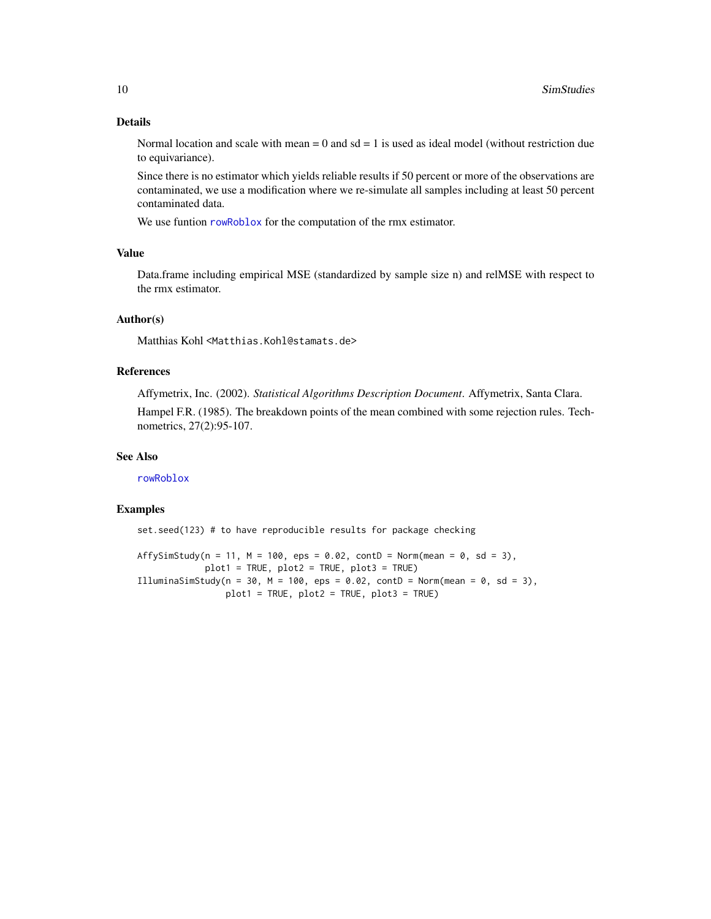## Details

Normal location and scale with mean = 0 and sd = 1 is used as ideal model (without restriction due to equivariance).

Since there is no estimator which yields reliable results if 50 percent or more of the observations are contaminated, we use a modification where we re-simulate all samples including at least 50 percent contaminated data.

We use funtion `rowRoblox` for the computation of the rmx estimator.

## Value

Data.frame including empirical MSE (standardized by sample size n) and relMSE with respect to the rmx estimator.

## Author(s)

Matthias Kohl <Matthias.Kohl@stamats.de>

## References

Affymetrix, Inc. (2002). *Statistical Algorithms Description Document*. Affymetrix, Santa Clara.

Hampel F.R. (1985). The breakdown points of the mean combined with some rejection rules. Technometrics, 27(2):95-107.

## See Also

`rowRoblox`

## Examples

```
set.seed(123) # to have reproducible results for package checking

AffySimStudy(n = 11, M = 100, eps = 0.02, contD = Norm(mean = 0, sd = 3),
             plot1 = TRUE, plot2 = TRUE, plot3 = TRUE)
IlluminaSimStudy(n = 30, M = 100, eps = 0.02, contD = Norm(mean = 0, sd = 3),
                 plot1 = TRUE, plot2 = TRUE, plot3 = TRUE)
```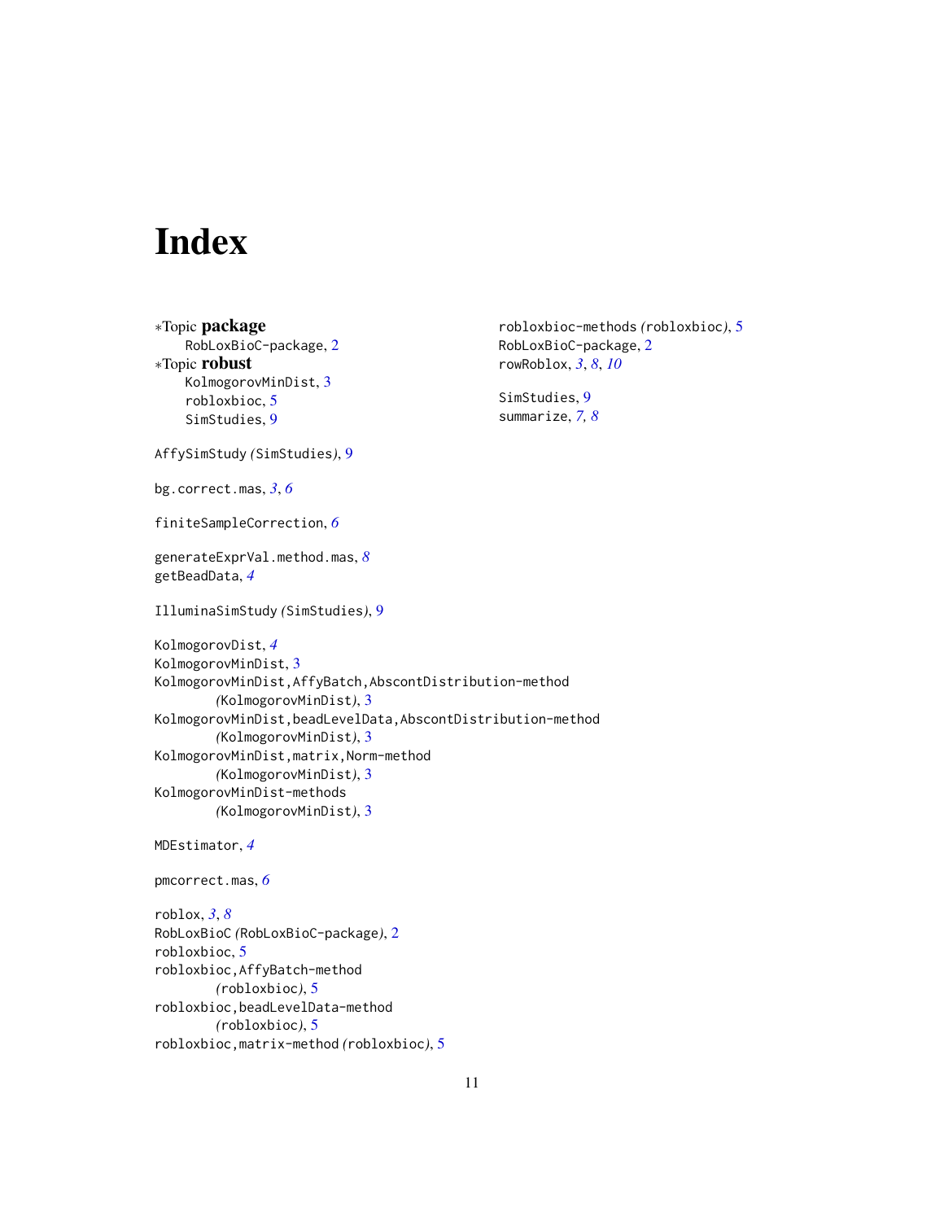# Index

*Topic **package**
- RobLoxBioC-package, 2

*Topic **robust**
- KolmogorovMinDist, 3
- robloxbioc, 5
- SimStudies, 9

AffySimStudy *(*SimStudies*)*, 9

bg.correct.mas, *3*, *6*

finiteSampleCorrection, *6*

generateExprVal.method.mas, *8*
getBeadData, *4*

IlluminaSimStudy *(*SimStudies*)*, 9

KolmogorovDist, *4*
KolmogorovMinDist, 3
KolmogorovMinDist,AffyBatch,AbscontDistribution-method
  *(*KolmogorovMinDist*)*, 3
KolmogorovMinDist,beadLevelData,AbscontDistribution-method
  *(*KolmogorovMinDist*)*, 3
KolmogorovMinDist,matrix,Norm-method
  *(*KolmogorovMinDist*)*, 3
KolmogorovMinDist-methods
  *(*KolmogorovMinDist*)*, 3

MDEstimator, *4*

pmcorrect.mas, *6*

roblox, *3*, *8*
RobLoxBioC *(*RobLoxBioC-package*)*, 2
robloxbioc, 5
robloxbioc,AffyBatch-method
  *(*robloxbioc*)*, 5
robloxbioc,beadLevelData-method
  *(*robloxbioc*)*, 5
robloxbioc,matrix-method *(*robloxbioc*)*, 5
robloxbioc-methods *(*robloxbioc*)*, 5
RobLoxBioC-package, 2
rowRoblox, *3*, *8*, *10*

SimStudies, 9
summarize, *7*, *8*